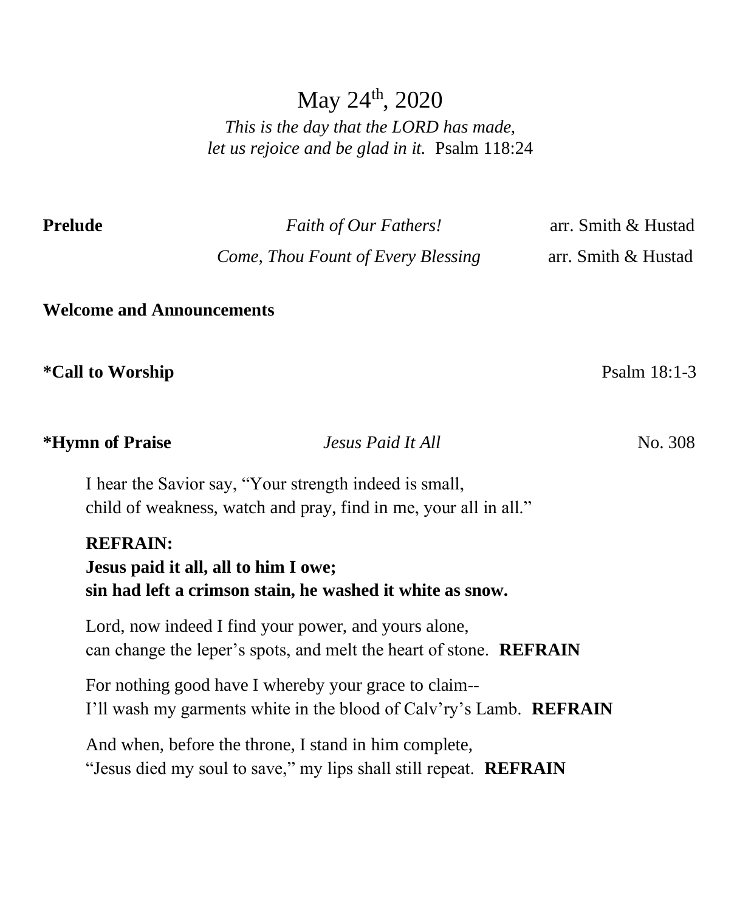# May 24th, 2020

*This is the day that the LORD has made,*
*let us rejoice and be glad in it.* Psalm 118:24

**Prelude** *Faith of Our Fathers!* arr. Smith & Hustad

*Come, Thou Fount of Every Blessing* arr. Smith & Hustad

**Welcome and Announcements**

**\*Call to Worship** Psalm 18:1-3

**\*Hymn of Praise** *Jesus Paid It All* No. 308

I hear the Savior say, "Your strength indeed is small,
child of weakness, watch and pray, find in me, your all in all."

**REFRAIN:**
**Jesus paid it all, all to him I owe;**
**sin had left a crimson stain, he washed it white as snow.**

Lord, now indeed I find your power, and yours alone,
can change the leper's spots, and melt the heart of stone. **REFRAIN**

For nothing good have I whereby your grace to claim--
I'll wash my garments white in the blood of Calv'ry's Lamb. **REFRAIN**

And when, before the throne, I stand in him complete,
"Jesus died my soul to save," my lips shall still repeat. **REFRAIN**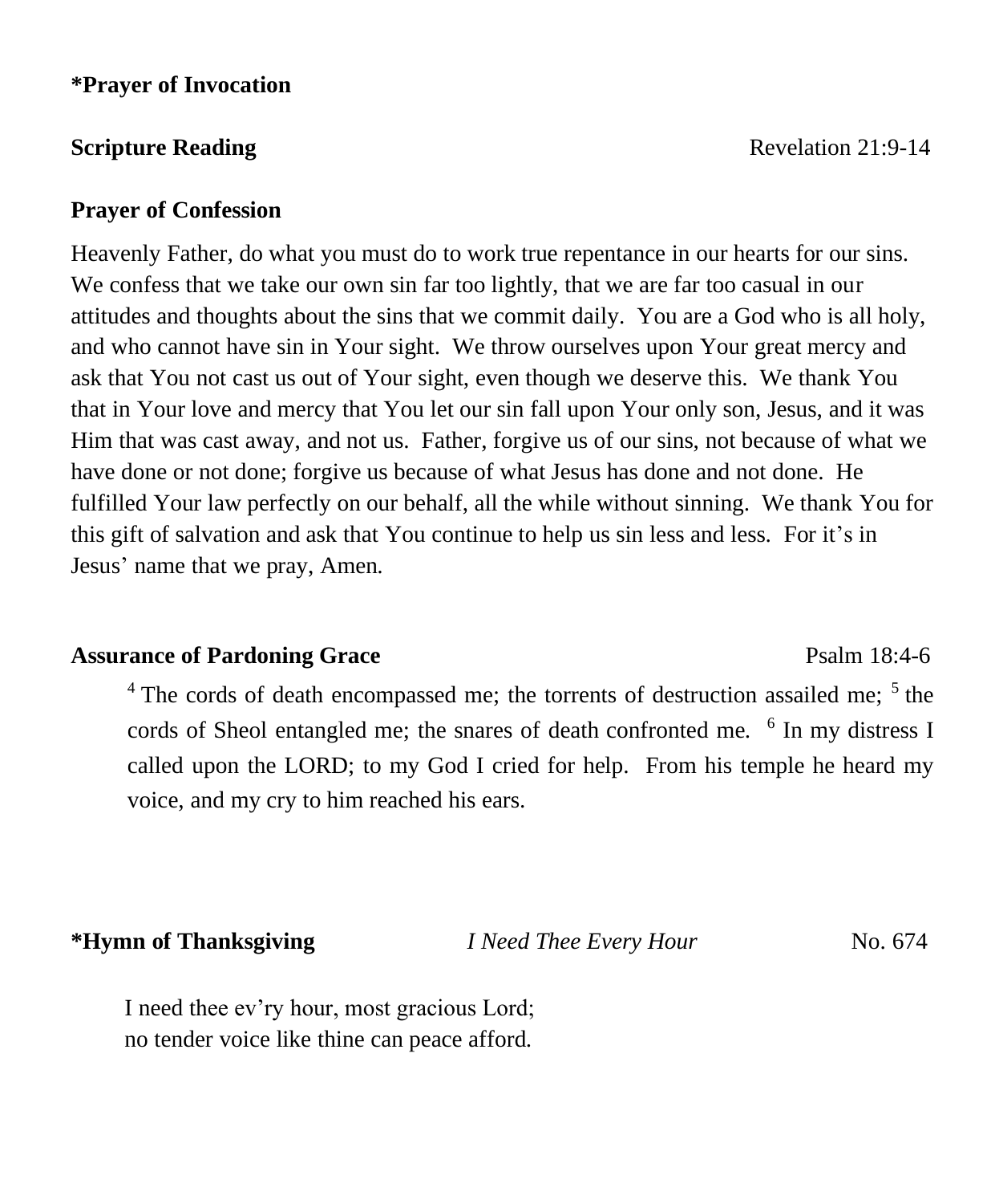**\*Prayer of Invocation**

**Scripture Reading** Revelation 21:9-14

**Prayer of Confession**

Heavenly Father, do what you must do to work true repentance in our hearts for our sins. We confess that we take our own sin far too lightly, that we are far too casual in our attitudes and thoughts about the sins that we commit daily. You are a God who is all holy, and who cannot have sin in Your sight. We throw ourselves upon Your great mercy and ask that You not cast us out of Your sight, even though we deserve this. We thank You that in Your love and mercy that You let our sin fall upon Your only son, Jesus, and it was Him that was cast away, and not us. Father, forgive us of our sins, not because of what we have done or not done; forgive us because of what Jesus has done and not done. He fulfilled Your law perfectly on our behalf, all the while without sinning. We thank You for this gift of salvation and ask that You continue to help us sin less and less. For it's in Jesus' name that we pray, Amen.

**Assurance of Pardoning Grace** Psalm 18:4-6

> [4] The cords of death encompassed me; the torrents of destruction assailed me; [5] the cords of Sheol entangled me; the snares of death confronted me. [6] In my distress I called upon the LORD; to my God I cried for help. From his temple he heard my voice, and my cry to him reached his ears.

**\*Hymn of Thanksgiving** *I Need Thee Every Hour* No. 674

I need thee ev'ry hour, most gracious Lord;
no tender voice like thine can peace afford.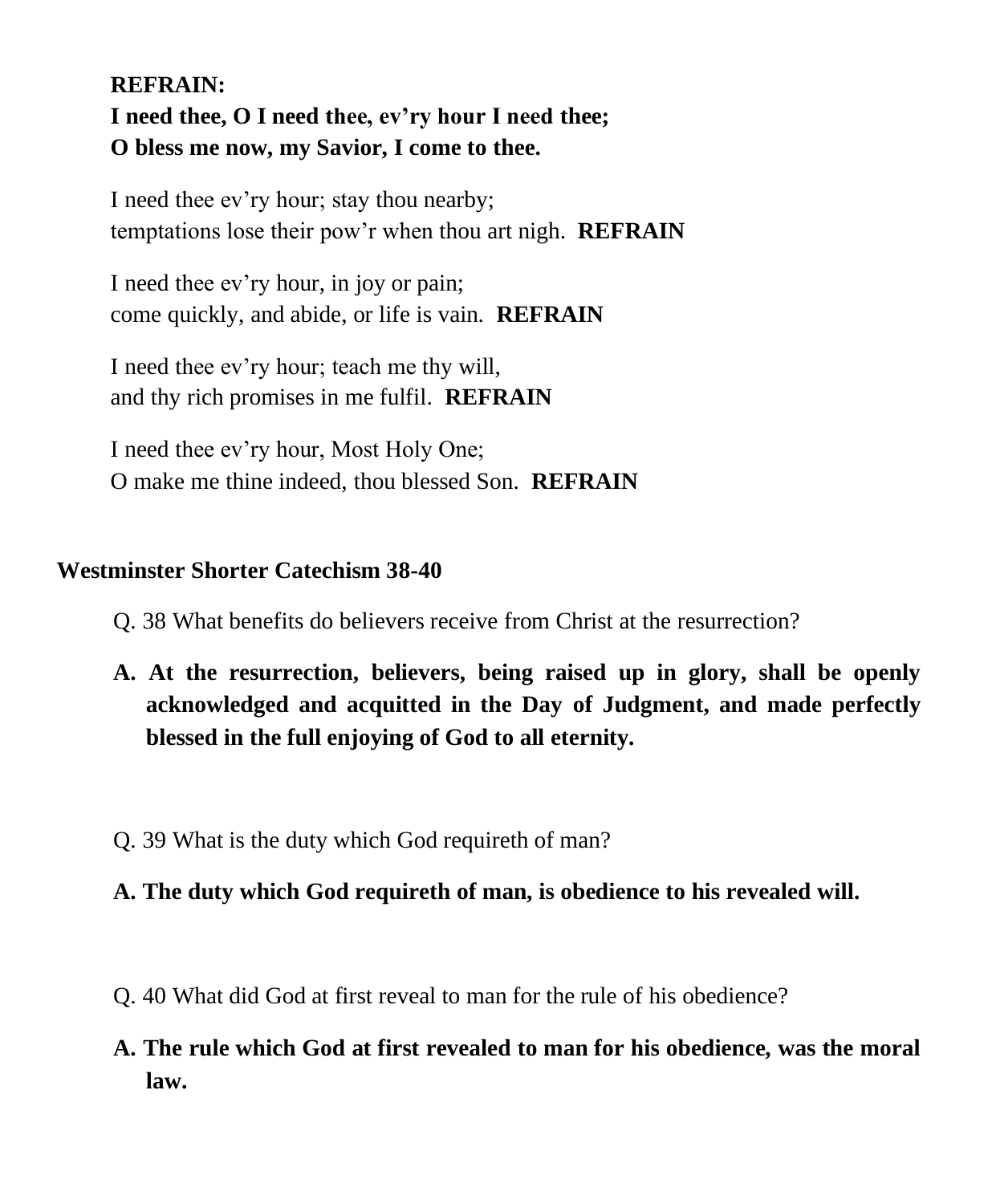**REFRAIN:**
**I need thee, O I need thee, ev'ry hour I need thee;**
**O bless me now, my Savior, I come to thee.**

I need thee ev'ry hour; stay thou nearby;
temptations lose their pow'r when thou art nigh. **REFRAIN**

I need thee ev'ry hour, in joy or pain;
come quickly, and abide, or life is vain. **REFRAIN**

I need thee ev'ry hour; teach me thy will,
and thy rich promises in me fulfil. **REFRAIN**

I need thee ev'ry hour, Most Holy One;
O make me thine indeed, thou blessed Son. **REFRAIN**

**Westminster Shorter Catechism 38-40**

Q. 38 What benefits do believers receive from Christ at the resurrection?

**A. At the resurrection, believers, being raised up in glory, shall be openly acknowledged and acquitted in the Day of Judgment, and made perfectly blessed in the full enjoying of God to all eternity.**

Q. 39 What is the duty which God requireth of man?

**A. The duty which God requireth of man, is obedience to his revealed will.**

Q. 40 What did God at first reveal to man for the rule of his obedience?

**A. The rule which God at first revealed to man for his obedience, was the moral law.**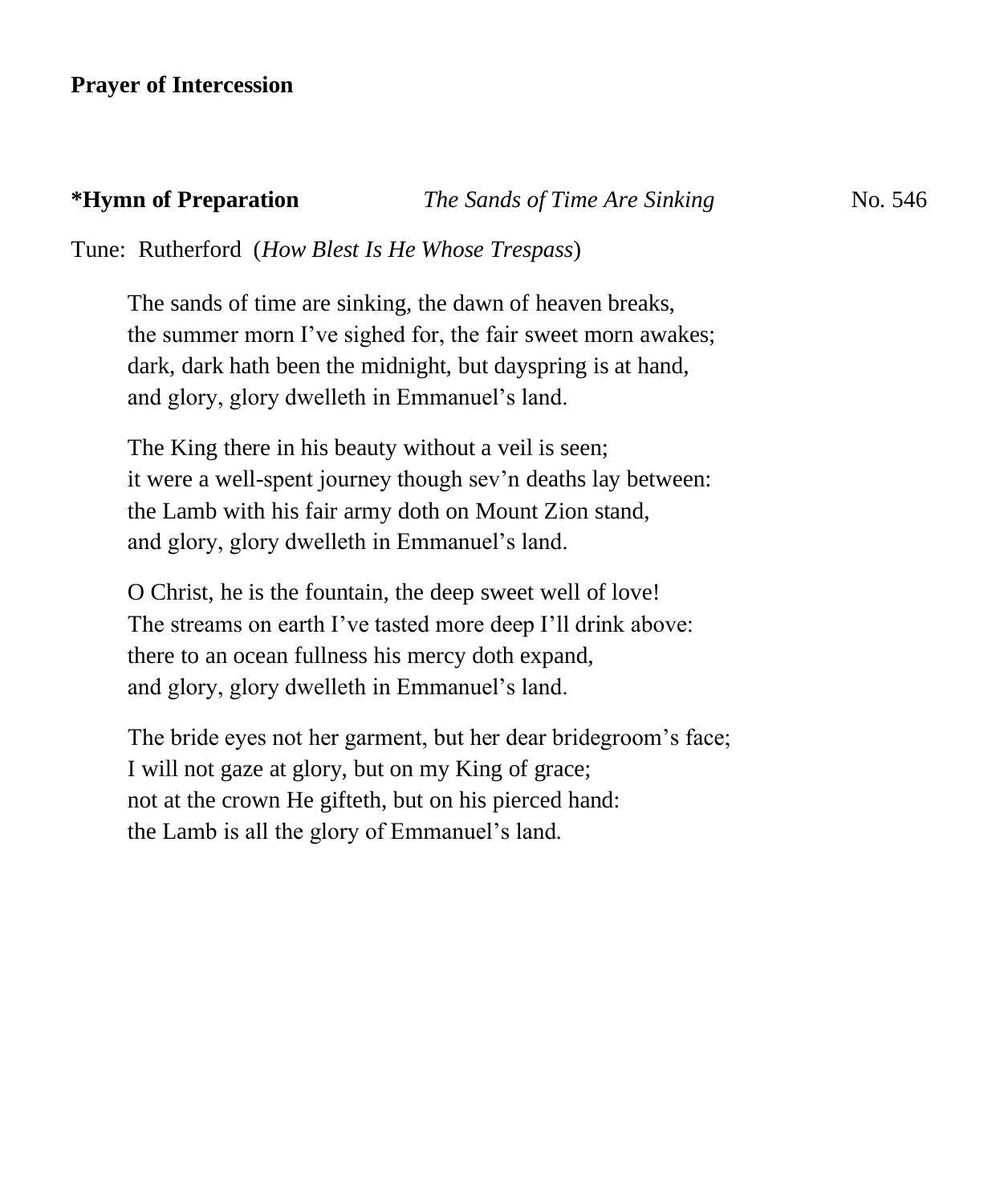**Prayer of Intercession**

**\*Hymn of Preparation** *The Sands of Time Are Sinking* No. 546

Tune: Rutherford (*How Blest Is He Whose Trespass*)

The sands of time are sinking, the dawn of heaven breaks,
the summer morn I've sighed for, the fair sweet morn awakes;
dark, dark hath been the midnight, but dayspring is at hand,
and glory, glory dwelleth in Emmanuel's land.

The King there in his beauty without a veil is seen;
it were a well-spent journey though sev'n deaths lay between:
the Lamb with his fair army doth on Mount Zion stand,
and glory, glory dwelleth in Emmanuel's land.

O Christ, he is the fountain, the deep sweet well of love!
The streams on earth I've tasted more deep I'll drink above:
there to an ocean fullness his mercy doth expand,
and glory, glory dwelleth in Emmanuel's land.

The bride eyes not her garment, but her dear bridegroom's face;
I will not gaze at glory, but on my King of grace;
not at the crown He gifteth, but on his pierced hand:
the Lamb is all the glory of Emmanuel's land.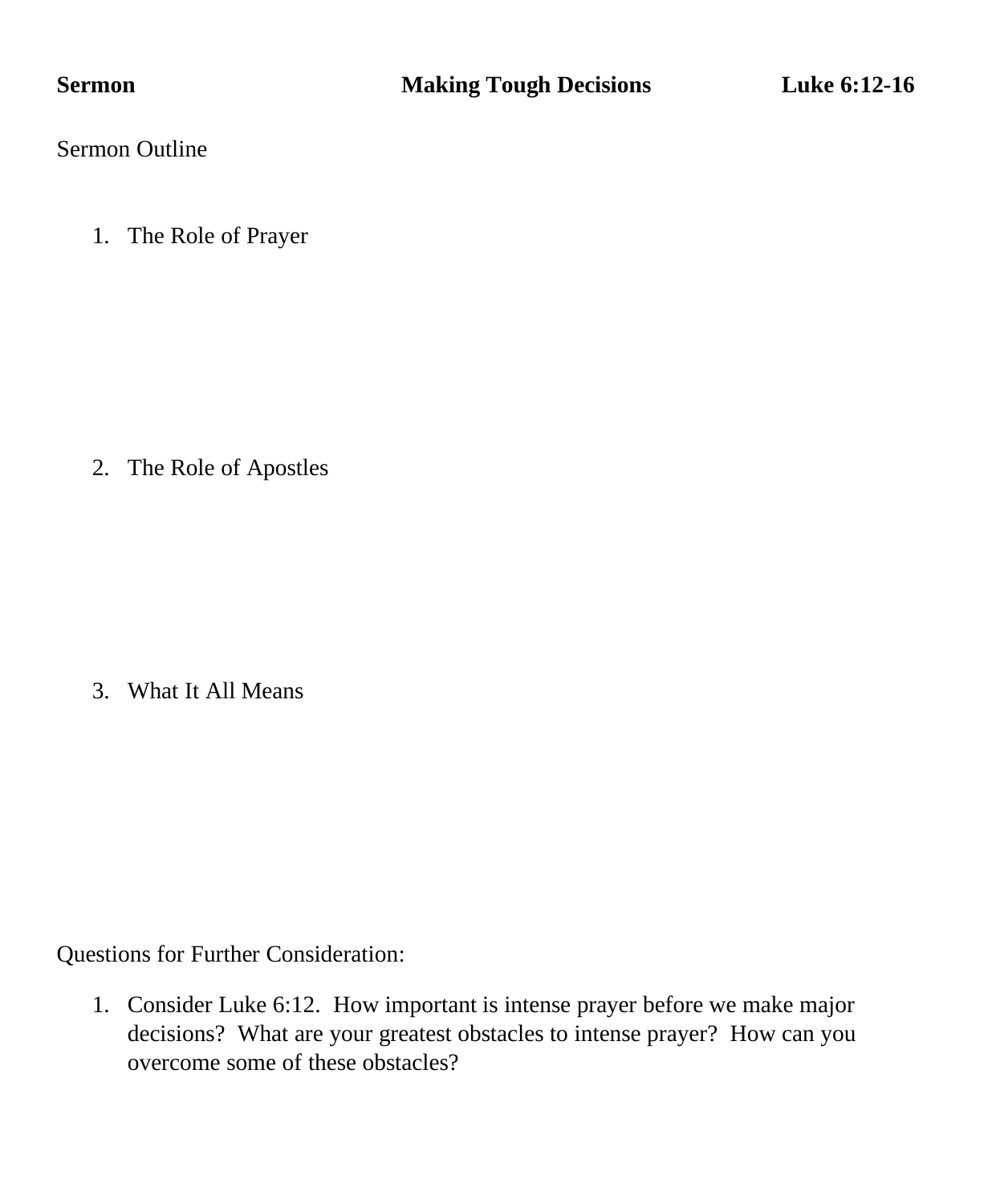**Sermon** **Making Tough Decisions** **Luke 6:12-16**

Sermon Outline

1. The Role of Prayer

2. The Role of Apostles

3. What It All Means

Questions for Further Consideration:

1. Consider Luke 6:12. How important is intense prayer before we make major decisions? What are your greatest obstacles to intense prayer? How can you overcome some of these obstacles?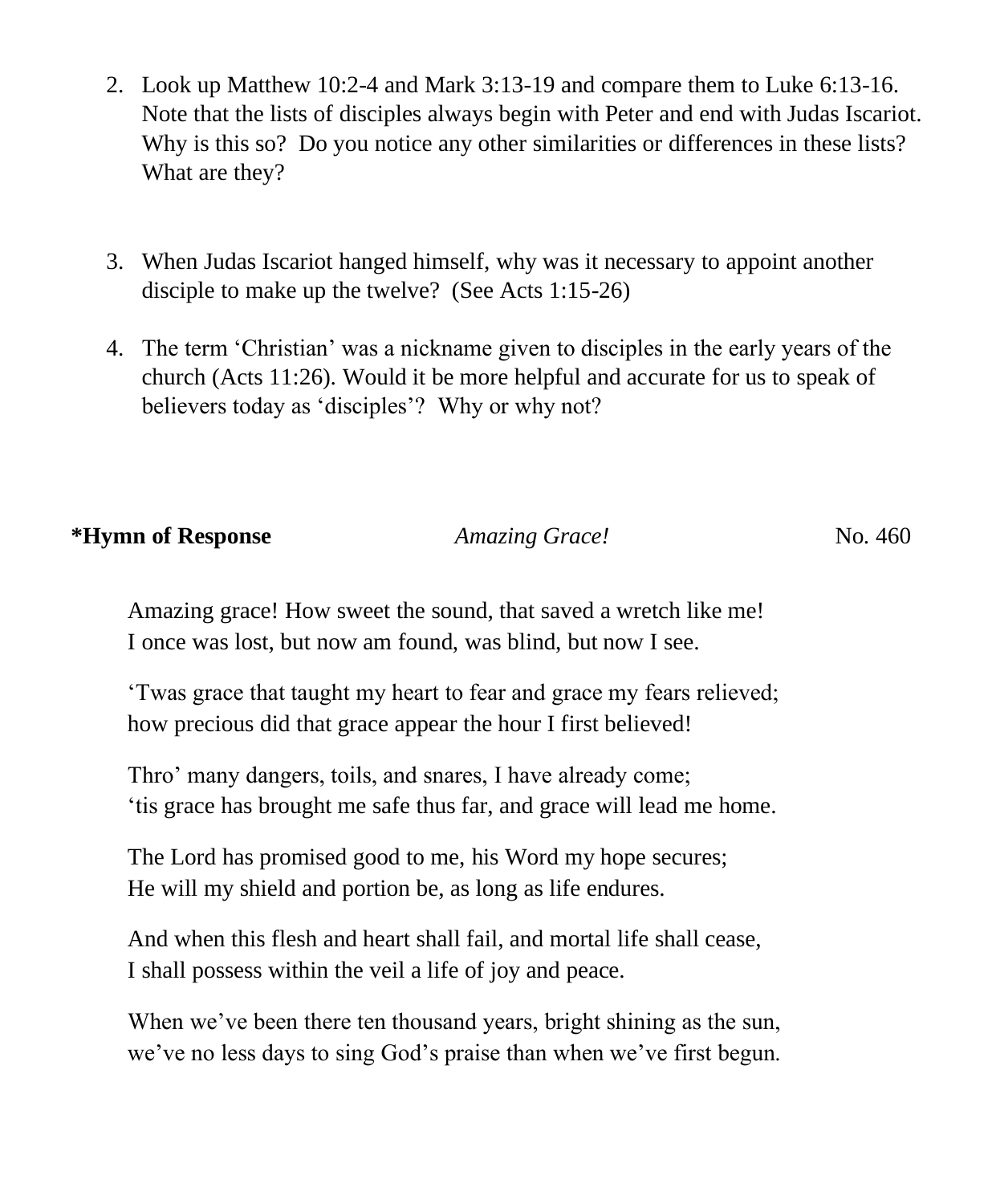2. Look up Matthew 10:2-4 and Mark 3:13-19 and compare them to Luke 6:13-16. Note that the lists of disciples always begin with Peter and end with Judas Iscariot. Why is this so? Do you notice any other similarities or differences in these lists? What are they?

3. When Judas Iscariot hanged himself, why was it necessary to appoint another disciple to make up the twelve? (See Acts 1:15-26)

4. The term 'Christian' was a nickname given to disciples in the early years of the church (Acts 11:26). Would it be more helpful and accurate for us to speak of believers today as 'disciples'? Why or why not?

**\*Hymn of Response** *Amazing Grace!* No. 460

Amazing grace! How sweet the sound, that saved a wretch like me!
I once was lost, but now am found, was blind, but now I see.

'Twas grace that taught my heart to fear and grace my fears relieved;
how precious did that grace appear the hour I first believed!

Thro' many dangers, toils, and snares, I have already come;
'tis grace has brought me safe thus far, and grace will lead me home.

The Lord has promised good to me, his Word my hope secures;
He will my shield and portion be, as long as life endures.

And when this flesh and heart shall fail, and mortal life shall cease,
I shall possess within the veil a life of joy and peace.

When we've been there ten thousand years, bright shining as the sun,
we've no less days to sing God's praise than when we've first begun.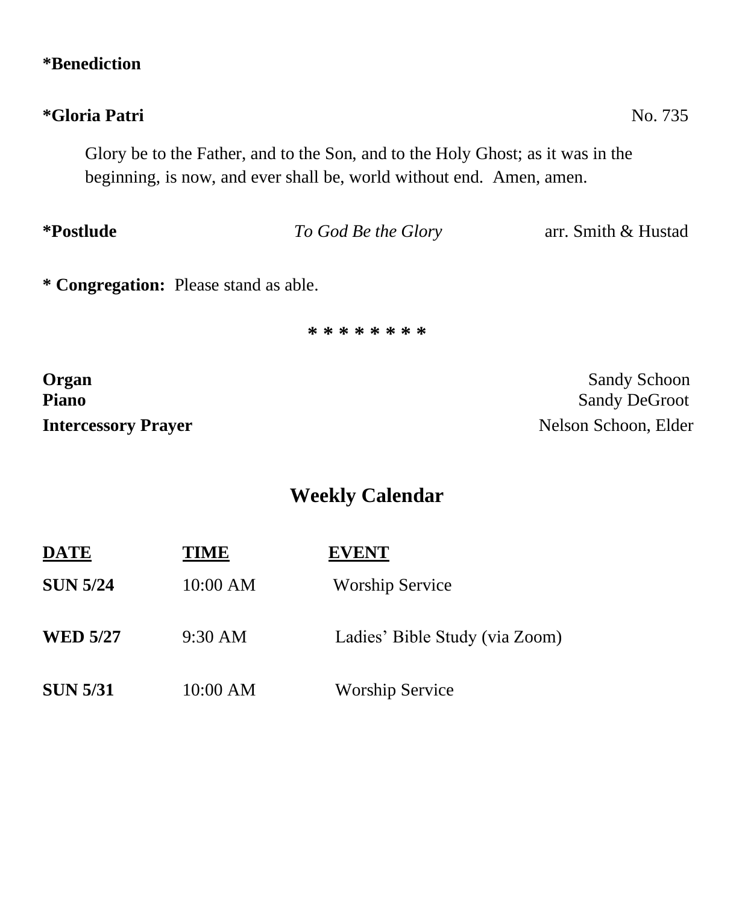**\*Benediction**

**\*Gloria Patri** No. 735

Glory be to the Father, and to the Son, and to the Holy Ghost; as it was in the beginning, is now, and ever shall be, world without end. Amen, amen.

**\*Postlude** *To God Be the Glory* arr. Smith & Hustad

**\* Congregation:** Please stand as able.

\* \* \* \* \* \* \* \* \*

**Organ** Sandy Schoon
**Piano** Sandy DeGroot
**Intercessory Prayer** Nelson Schoon, Elder

## Weekly Calendar

| DATE | TIME | EVENT |
|---|---|---|
| **SUN 5/24** | 10:00 AM | Worship Service |
| **WED 5/27** | 9:30 AM | Ladies' Bible Study (via Zoom) |
| **SUN 5/31** | 10:00 AM | Worship Service |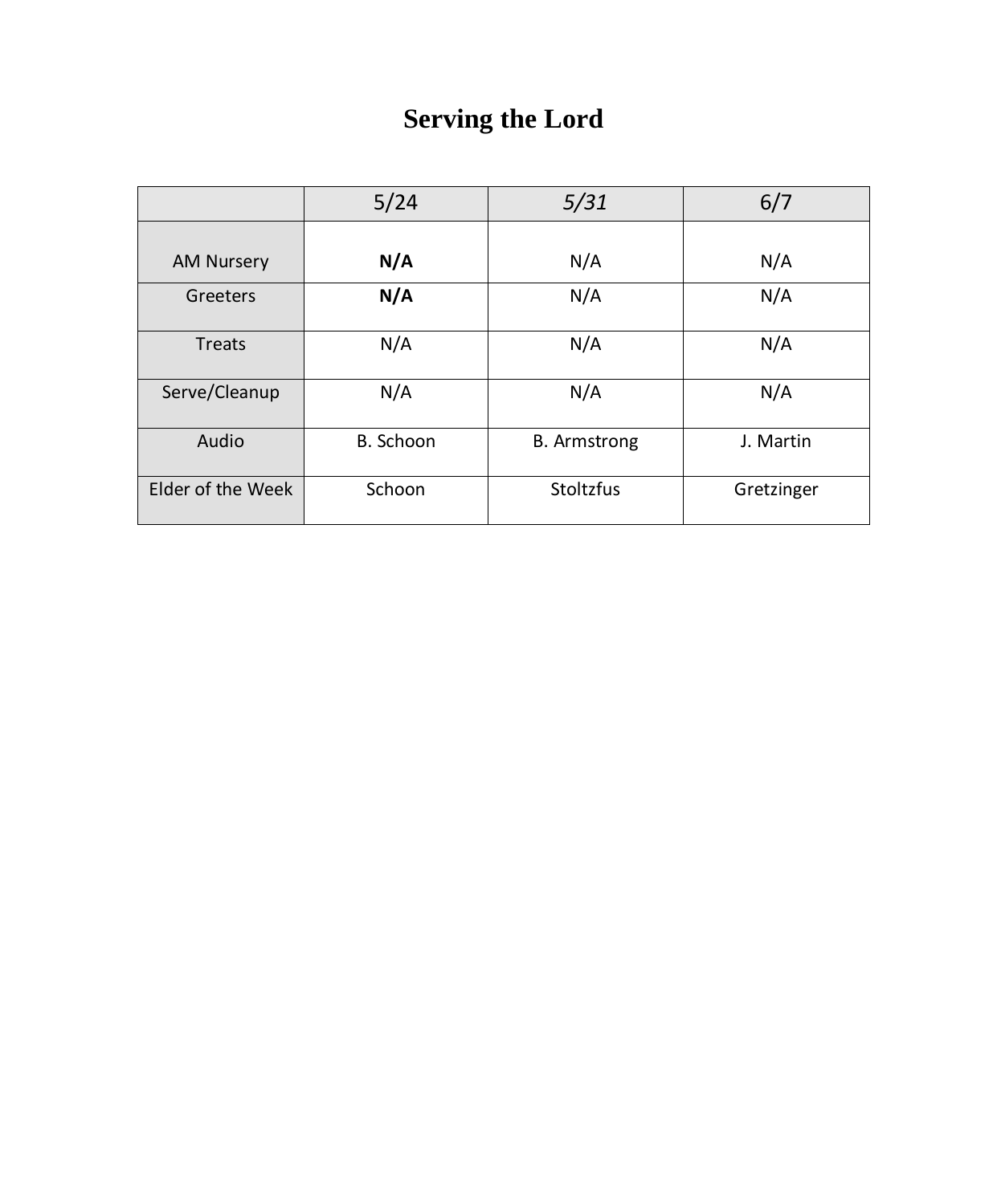# Serving the Lord

| | 5/24 | *5/31* | 6/7 |
|---|---|---|---|
| AM Nursery | **N/A** | N/A | N/A |
| Greeters | **N/A** | N/A | N/A |
| Treats | N/A | N/A | N/A |
| Serve/Cleanup | N/A | N/A | N/A |
| Audio | B. Schoon | B. Armstrong | J. Martin |
| Elder of the Week | Schoon | Stoltzfus | Gretzinger |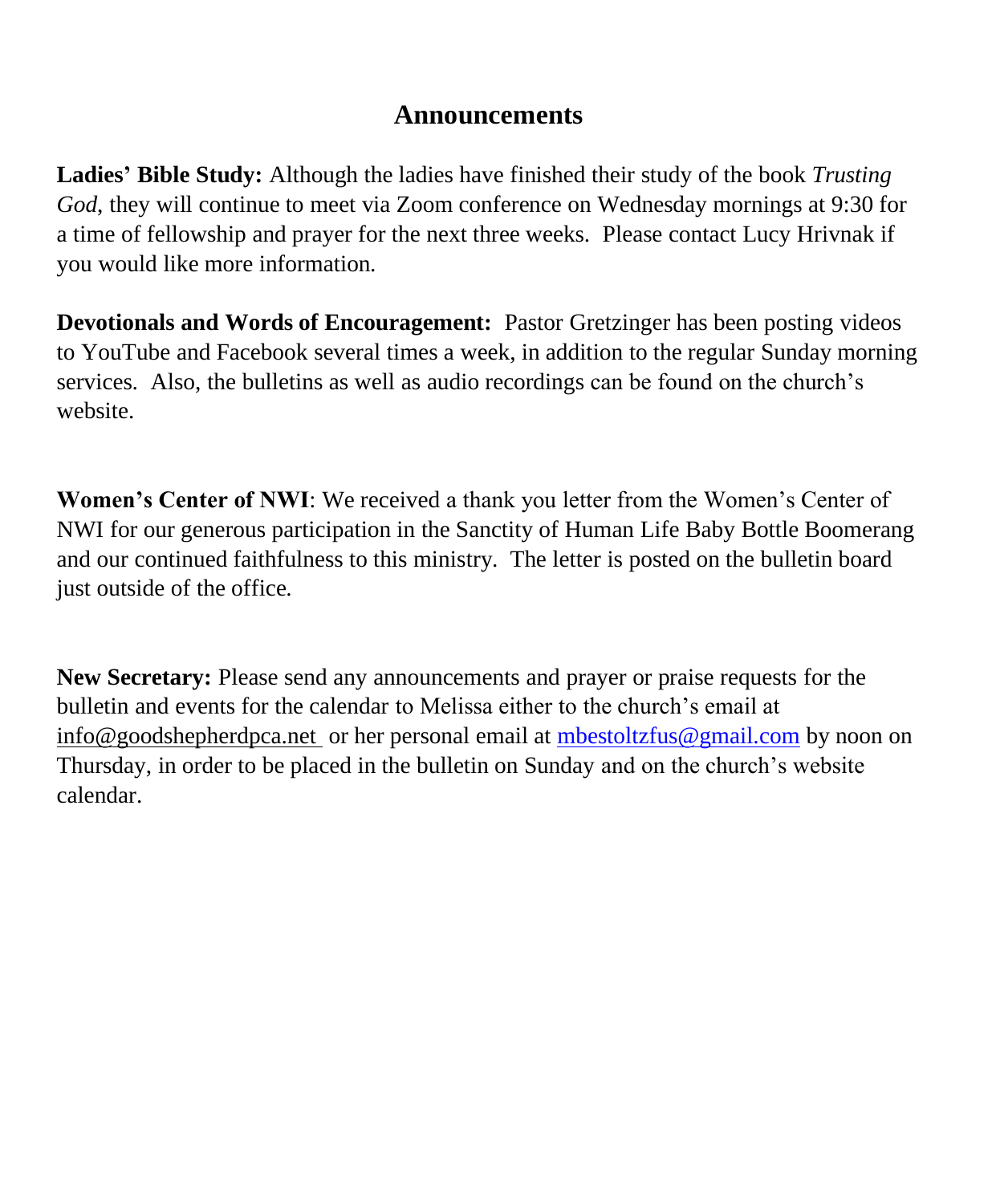## Announcements

**Ladies' Bible Study:** Although the ladies have finished their study of the book *Trusting God*, they will continue to meet via Zoom conference on Wednesday mornings at 9:30 for a time of fellowship and prayer for the next three weeks. Please contact Lucy Hrivnak if you would like more information.

**Devotionals and Words of Encouragement:** Pastor Gretzinger has been posting videos to YouTube and Facebook several times a week, in addition to the regular Sunday morning services. Also, the bulletins as well as audio recordings can be found on the church's website.

**Women's Center of NWI**: We received a thank you letter from the Women's Center of NWI for our generous participation in the Sanctity of Human Life Baby Bottle Boomerang and our continued faithfulness to this ministry. The letter is posted on the bulletin board just outside of the office.

**New Secretary:** Please send any announcements and prayer or praise requests for the bulletin and events for the calendar to Melissa either to the church's email at info@goodshepherdpca.net or her personal email at mbestoltzfus@gmail.com by noon on Thursday, in order to be placed in the bulletin on Sunday and on the church's website calendar.